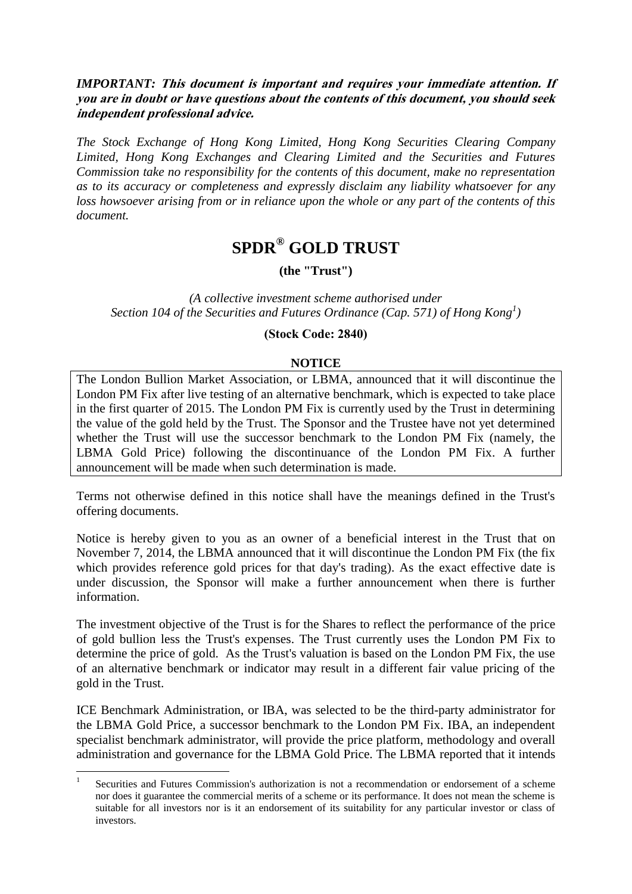***IMPORTANT:* This document is important and requires your immediate attention. If you are in doubt or have questions about the contents of this document, you should seek independent professional advice.**

*The Stock Exchange of Hong Kong Limited, Hong Kong Securities Clearing Company Limited, Hong Kong Exchanges and Clearing Limited and the Securities and Futures Commission take no responsibility for the contents of this document, make no representation as to its accuracy or completeness and expressly disclaim any liability whatsoever for any loss howsoever arising from or in reliance upon the whole or any part of the contents of this document.*

# SPDR® GOLD TRUST

**(the "Trust")**

*(A collective investment scheme authorised under Section 104 of the Securities and Futures Ordinance (Cap. 571) of Hong Kong[1])*

**(Stock Code: 2840)**

**NOTICE**

The London Bullion Market Association, or LBMA, announced that it will discontinue the London PM Fix after live testing of an alternative benchmark, which is expected to take place in the first quarter of 2015. The London PM Fix is currently used by the Trust in determining the value of the gold held by the Trust. The Sponsor and the Trustee have not yet determined whether the Trust will use the successor benchmark to the London PM Fix (namely, the LBMA Gold Price) following the discontinuance of the London PM Fix. A further announcement will be made when such determination is made.

Terms not otherwise defined in this notice shall have the meanings defined in the Trust's offering documents.

Notice is hereby given to you as an owner of a beneficial interest in the Trust that on November 7, 2014, the LBMA announced that it will discontinue the London PM Fix (the fix which provides reference gold prices for that day's trading). As the exact effective date is under discussion, the Sponsor will make a further announcement when there is further information.

The investment objective of the Trust is for the Shares to reflect the performance of the price of gold bullion less the Trust's expenses. The Trust currently uses the London PM Fix to determine the price of gold. As the Trust's valuation is based on the London PM Fix, the use of an alternative benchmark or indicator may result in a different fair value pricing of the gold in the Trust.

ICE Benchmark Administration, or IBA, was selected to be the third-party administrator for the LBMA Gold Price, a successor benchmark to the London PM Fix. IBA, an independent specialist benchmark administrator, will provide the price platform, methodology and overall administration and governance for the LBMA Gold Price. The LBMA reported that it intends

---

[1] Securities and Futures Commission's authorization is not a recommendation or endorsement of a scheme nor does it guarantee the commercial merits of a scheme or its performance. It does not mean the scheme is suitable for all investors nor is it an endorsement of its suitability for any particular investor or class of investors.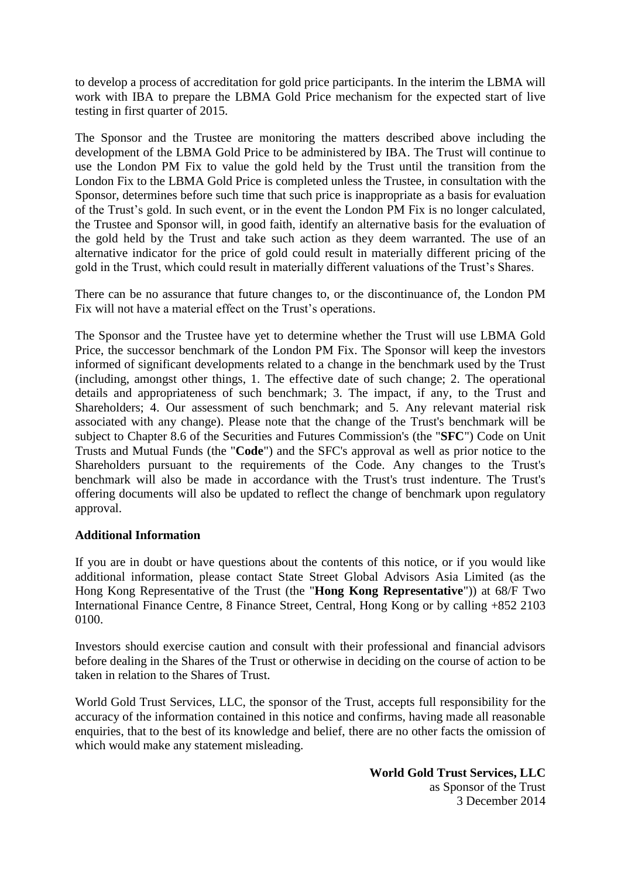to develop a process of accreditation for gold price participants. In the interim the LBMA will work with IBA to prepare the LBMA Gold Price mechanism for the expected start of live testing in first quarter of 2015.

The Sponsor and the Trustee are monitoring the matters described above including the development of the LBMA Gold Price to be administered by IBA. The Trust will continue to use the London PM Fix to value the gold held by the Trust until the transition from the London Fix to the LBMA Gold Price is completed unless the Trustee, in consultation with the Sponsor, determines before such time that such price is inappropriate as a basis for evaluation of the Trust's gold. In such event, or in the event the London PM Fix is no longer calculated, the Trustee and Sponsor will, in good faith, identify an alternative basis for the evaluation of the gold held by the Trust and take such action as they deem warranted. The use of an alternative indicator for the price of gold could result in materially different pricing of the gold in the Trust, which could result in materially different valuations of the Trust's Shares.

There can be no assurance that future changes to, or the discontinuance of, the London PM Fix will not have a material effect on the Trust's operations.

The Sponsor and the Trustee have yet to determine whether the Trust will use LBMA Gold Price, the successor benchmark of the London PM Fix. The Sponsor will keep the investors informed of significant developments related to a change in the benchmark used by the Trust (including, amongst other things, 1. The effective date of such change; 2. The operational details and appropriateness of such benchmark; 3. The impact, if any, to the Trust and Shareholders; 4. Our assessment of such benchmark; and 5. Any relevant material risk associated with any change). Please note that the change of the Trust's benchmark will be subject to Chapter 8.6 of the Securities and Futures Commission's (the "**SFC**") Code on Unit Trusts and Mutual Funds (the "**Code**") and the SFC's approval as well as prior notice to the Shareholders pursuant to the requirements of the Code. Any changes to the Trust's benchmark will also be made in accordance with the Trust's trust indenture. The Trust's offering documents will also be updated to reflect the change of benchmark upon regulatory approval.

**Additional Information**

If you are in doubt or have questions about the contents of this notice, or if you would like additional information, please contact State Street Global Advisors Asia Limited (as the Hong Kong Representative of the Trust (the "**Hong Kong Representative**")) at 68/F Two International Finance Centre, 8 Finance Street, Central, Hong Kong or by calling +852 2103 0100.

Investors should exercise caution and consult with their professional and financial advisors before dealing in the Shares of the Trust or otherwise in deciding on the course of action to be taken in relation to the Shares of Trust.

World Gold Trust Services, LLC, the sponsor of the Trust, accepts full responsibility for the accuracy of the information contained in this notice and confirms, having made all reasonable enquiries, that to the best of its knowledge and belief, there are no other facts the omission of which would make any statement misleading.

**World Gold Trust Services, LLC**
as Sponsor of the Trust
3 December 2014